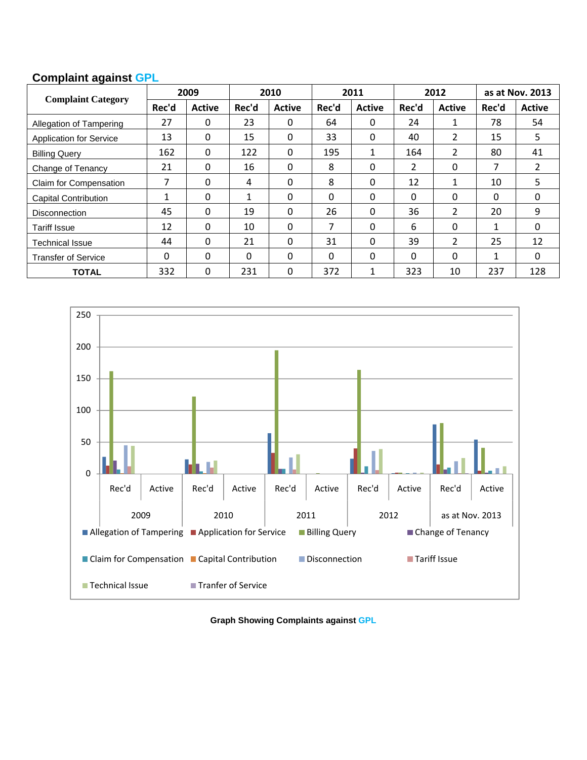## Complaint against GPL

| Complaint Category | 2009 | | 2010 | | 2011 | | 2012 | | as at Nov. 2013 | |
|---|---|---|---|---|---|---|---|---|---|---|
| | Rec'd | Active | Rec'd | Active | Rec'd | Active | Rec'd | Active | Rec'd | Active |
| Allegation of Tampering | 27 | 0 | 23 | 0 | 64 | 0 | 24 | 1 | 78 | 54 |
| Application for Service | 13 | 0 | 15 | 0 | 33 | 0 | 40 | 2 | 15 | 5 |
| Billing Query | 162 | 0 | 122 | 0 | 195 | 1 | 164 | 2 | 80 | 41 |
| Change of Tenancy | 21 | 0 | 16 | 0 | 8 | 0 | 2 | 0 | 7 | 2 |
| Claim for Compensation | 7 | 0 | 4 | 0 | 8 | 0 | 12 | 1 | 10 | 5 |
| Capital Contribution | 1 | 0 | 1 | 0 | 0 | 0 | 0 | 0 | 0 | 0 |
| Disconnection | 45 | 0 | 19 | 0 | 26 | 0 | 36 | 2 | 20 | 9 |
| Tariff Issue | 12 | 0 | 10 | 0 | 7 | 0 | 6 | 0 | 1 | 0 |
| Technical Issue | 44 | 0 | 21 | 0 | 31 | 0 | 39 | 2 | 25 | 12 |
| Transfer of Service | 0 | 0 | 0 | 0 | 0 | 0 | 0 | 0 | 1 | 0 |
| **TOTAL** | 332 | 0 | 231 | 0 | 372 | 1 | 323 | 10 | 237 | 128 |

**Graph Showing Complaints against GPL**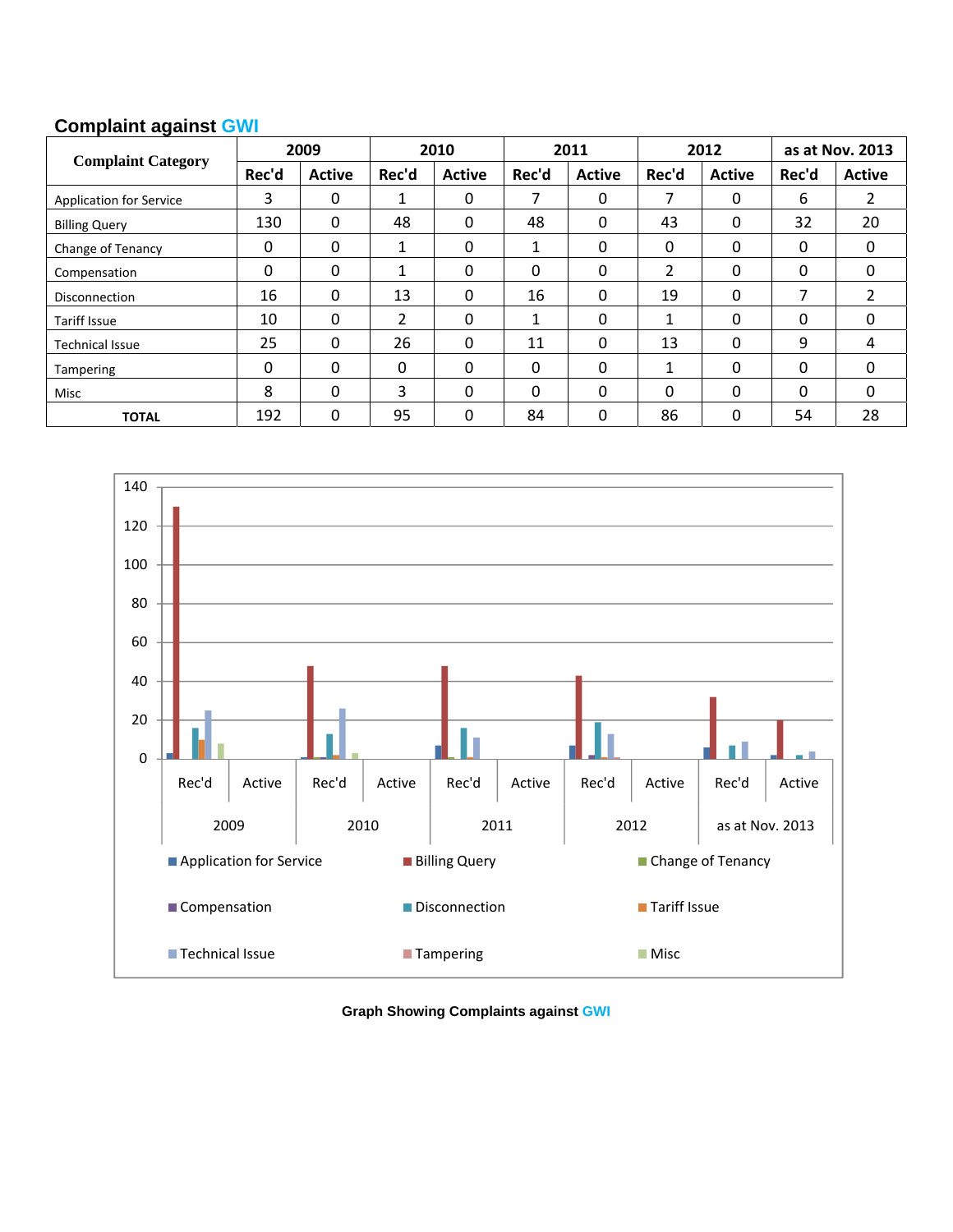## Complaint against GWI

| Complaint Category | 2009 | | 2010 | | 2011 | | 2012 | | as at Nov. 2013 | |
|---|---|---|---|---|---|---|---|---|---|---|
| | Rec'd | Active | Rec'd | Active | Rec'd | Active | Rec'd | Active | Rec'd | Active |
| Application for Service | 3 | 0 | 1 | 0 | 7 | 0 | 7 | 0 | 6 | 2 |
| Billing Query | 130 | 0 | 48 | 0 | 48 | 0 | 43 | 0 | 32 | 20 |
| Change of Tenancy | 0 | 0 | 1 | 0 | 1 | 0 | 0 | 0 | 0 | 0 |
| Compensation | 0 | 0 | 1 | 0 | 0 | 0 | 2 | 0 | 0 | 0 |
| Disconnection | 16 | 0 | 13 | 0 | 16 | 0 | 19 | 0 | 7 | 2 |
| Tariff Issue | 10 | 0 | 2 | 0 | 1 | 0 | 1 | 0 | 0 | 0 |
| Technical Issue | 25 | 0 | 26 | 0 | 11 | 0 | 13 | 0 | 9 | 4 |
| Tampering | 0 | 0 | 0 | 0 | 0 | 0 | 1 | 0 | 0 | 0 |
| Misc | 8 | 0 | 3 | 0 | 0 | 0 | 0 | 0 | 0 | 0 |
| **TOTAL** | 192 | 0 | 95 | 0 | 84 | 0 | 86 | 0 | 54 | 28 |

**Graph Showing Complaints against GWI**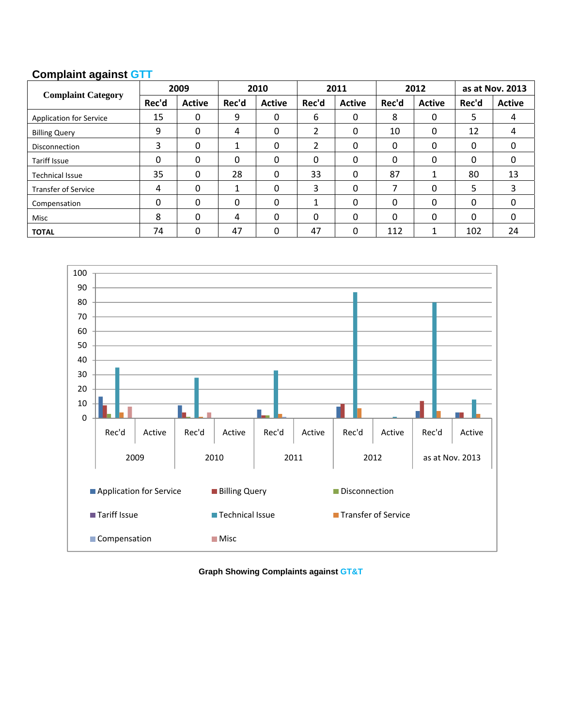## Complaint against GTT

| Complaint Category | 2009 | | 2010 | | 2011 | | 2012 | | as at Nov. 2013 | |
|---|---|---|---|---|---|---|---|---|---|---|
| | Rec'd | Active | Rec'd | Active | Rec'd | Active | Rec'd | Active | Rec'd | Active |
| Application for Service | 15 | 0 | 9 | 0 | 6 | 0 | 8 | 0 | 5 | 4 |
| Billing Query | 9 | 0 | 4 | 0 | 2 | 0 | 10 | 0 | 12 | 4 |
| Disconnection | 3 | 0 | 1 | 0 | 2 | 0 | 0 | 0 | 0 | 0 |
| Tariff Issue | 0 | 0 | 0 | 0 | 0 | 0 | 0 | 0 | 0 | 0 |
| Technical Issue | 35 | 0 | 28 | 0 | 33 | 0 | 87 | 1 | 80 | 13 |
| Transfer of Service | 4 | 0 | 1 | 0 | 3 | 0 | 7 | 0 | 5 | 3 |
| Compensation | 0 | 0 | 0 | 0 | 1 | 0 | 0 | 0 | 0 | 0 |
| Misc | 8 | 0 | 4 | 0 | 0 | 0 | 0 | 0 | 0 | 0 |
| **TOTAL** | 74 | 0 | 47 | 0 | 47 | 0 | 112 | 1 | 102 | 24 |

**Graph Showing Complaints against GT&T**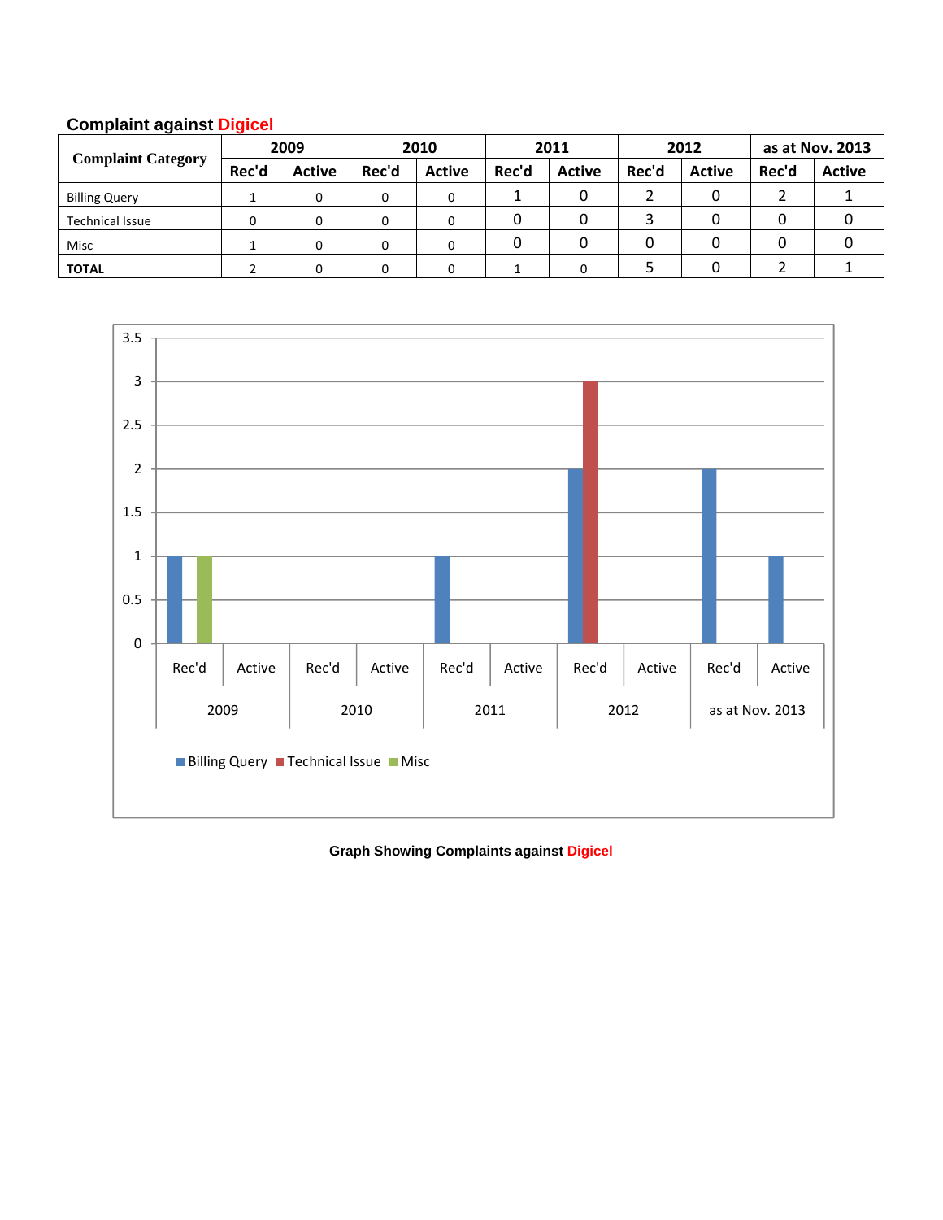**Complaint against Digicel**

| Complaint Category | 2009 | | 2010 | | 2011 | | 2012 | | as at Nov. 2013 | |
|---|---|---|---|---|---|---|---|---|---|---|
| | Rec'd | Active | Rec'd | Active | Rec'd | Active | Rec'd | Active | Rec'd | Active |
| Billing Query | 1 | 0 | 0 | 0 | 1 | 0 | 2 | 0 | 2 | 1 |
| Technical Issue | 0 | 0 | 0 | 0 | 0 | 0 | 3 | 0 | 0 | 0 |
| Misc | 1 | 0 | 0 | 0 | 0 | 0 | 0 | 0 | 0 | 0 |
| **TOTAL** | 2 | 0 | 0 | 0 | 1 | 0 | 5 | 0 | 2 | 1 |

**Graph Showing Complaints against Digicel**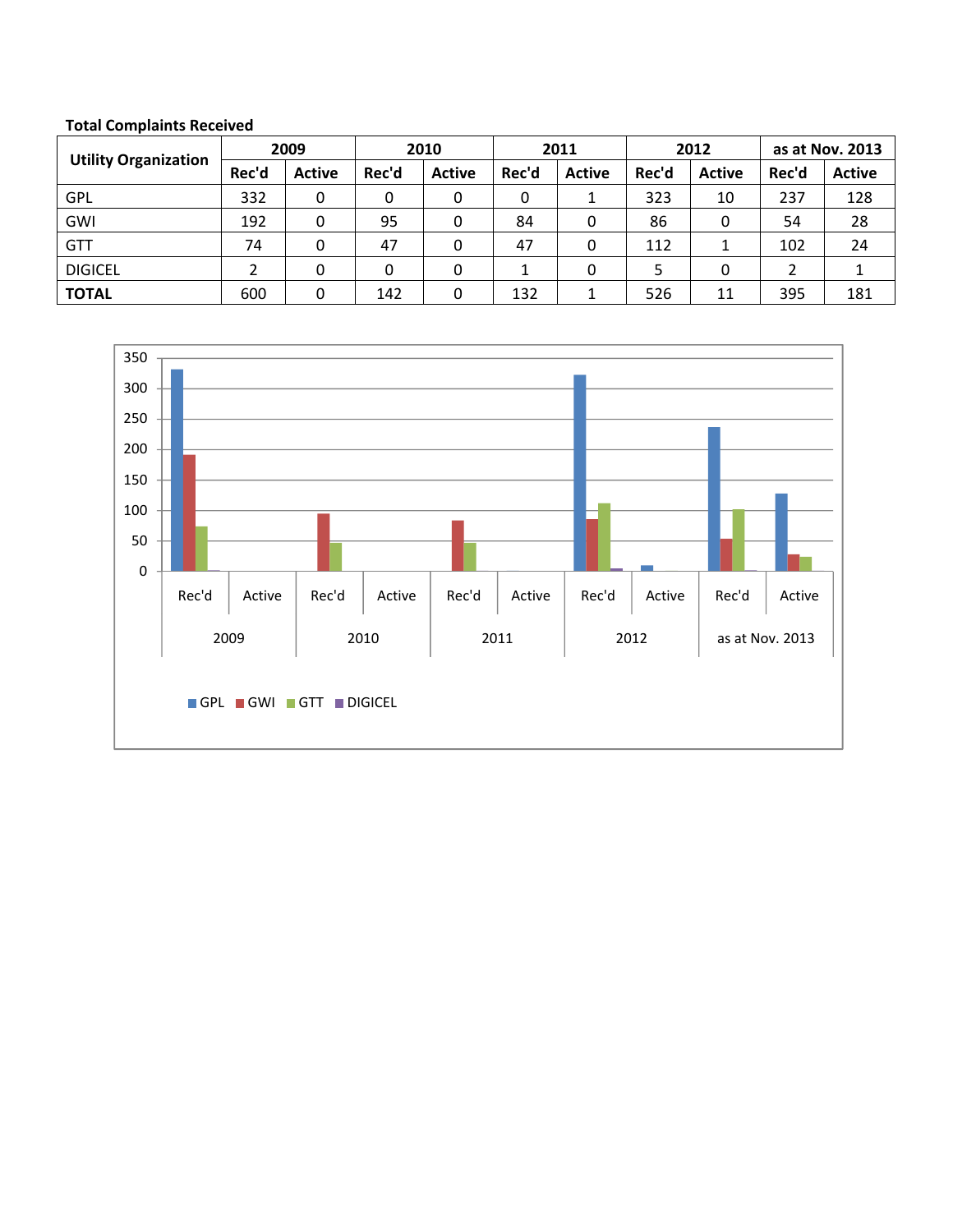**Total Complaints Received**

| Utility Organization | 2009 | | 2010 | | 2011 | | 2012 | | as at Nov. 2013 | |
|---|---|---|---|---|---|---|---|---|---|---|
| | Rec'd | Active | Rec'd | Active | Rec'd | Active | Rec'd | Active | Rec'd | Active |
| GPL | 332 | 0 | 0 | 0 | 0 | 1 | 323 | 10 | 237 | 128 |
| GWI | 192 | 0 | 95 | 0 | 84 | 0 | 86 | 0 | 54 | 28 |
| GTT | 74 | 0 | 47 | 0 | 47 | 0 | 112 | 1 | 102 | 24 |
| DIGICEL | 2 | 0 | 0 | 0 | 1 | 0 | 5 | 0 | 2 | 1 |
| **TOTAL** | 600 | 0 | 142 | 0 | 132 | 1 | 526 | 11 | 395 | 181 |

350
300
250
200
150
100
50
0

Rec'd Active Rec'd Active Rec'd Active Rec'd Active Rec'd Active

2009 2010 2011 2012 as at Nov. 2013

GPL GWI GTT DIGICEL